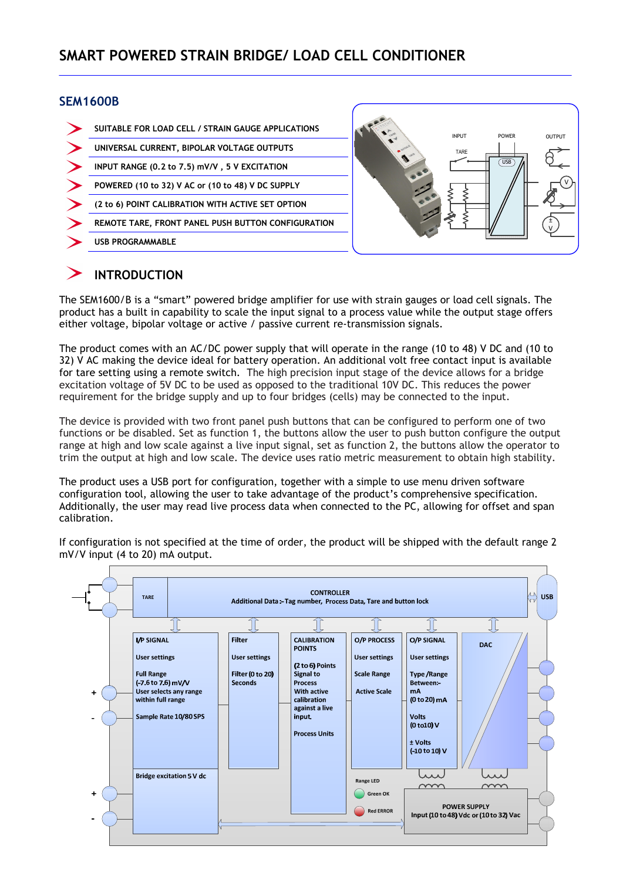# SMART POWERED STRAIN BRIDGE/ LOAD CELL CONDITIONER

## SEM1600B

- SUITABLE FOR LOAD CELL / STRAIN GAUGE APPLICATIONS
- UNIVERSAL CURRENT, BIPOLAR VOLTAGE OUTPUTS
- INPUT RANGE (0.2 to 7.5) mV/V , 5 V EXCITATION
- POWERED (10 to 32) V AC or (10 to 48) V DC SUPPLY
- (2 to 6) POINT CALIBRATION WITH ACTIVE SET OPTION
- REMOTE TARE, FRONT PANEL PUSH BUTTON CONFIGURATION
- USB PROGRAMMABLE

## INTRODUCTION

The SEM1600/B is a "smart" powered bridge amplifier for use with strain gauges or load cell signals. The product has a built in capability to scale the input signal to a process value while the output stage offers either voltage, bipolar voltage or active / passive current re-transmission signals.

The product comes with an AC/DC power supply that will operate in the range (10 to 48) V DC and (10 to 32) V AC making the device ideal for battery operation. An additional volt free contact input is available for tare setting using a remote switch. The high precision input stage of the device allows for a bridge excitation voltage of 5V DC to be used as opposed to the traditional 10V DC. This reduces the power requirement for the bridge supply and up to four bridges (cells) may be connected to the input.

The device is provided with two front panel push buttons that can be configured to perform one of two functions or be disabled. Set as function 1, the buttons allow the user to push button configure the output range at high and low scale against a live input signal, set as function 2, the buttons allow the operator to trim the output at high and low scale. The device uses ratio metric measurement to obtain high stability.

The product uses a USB port for configuration, together with a simple to use menu driven software configuration tool, allowing the user to take advantage of the product's comprehensive specification. Additionally, the user may read live process data when connected to the PC, allowing for offset and span calibration.

If configuration is not specified at the time of order, the product will be shipped with the default range 2 mV/V input (4 to 20) mA output.

TARE | CONTROLLER – Additional Data :- Tag number, Process Data, Tare and button lock | USB

**I/P SIGNAL** – User settings – Full Range (-7.6 to 7.6) mV/V – User selects any range within full range – Sample Rate 10/80 SPS – Bridge excitation 5 V dc

**Filter** – User settings – Filter (0 to 20) Seconds

**CALIBRATION POINTS** – (2 to 6) Points Signal to Process With active calibration against a live input. – Process Units

**O/P PROCESS** – User settings – Scale Range – Active Scale

**O/P SIGNAL** – User settings – Type /Range Between:- mA (0 to 20) mA – Volts (0 to10) V – ± Volts (-10 to 10) V

**DAC**

Range LED: Green OK, Red ERROR

**POWER SUPPLY** – Input (10 to 48) Vdc or (10 to 32) Vac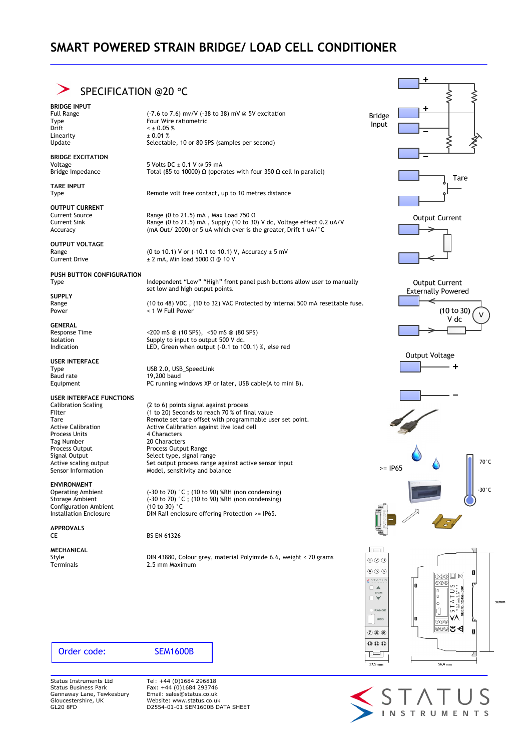# SMART POWERED STRAIN BRIDGE/ LOAD CELL CONDITIONER

## SPECIFICATION @20 °C

| | |
|---|---|
| **BRIDGE INPUT** | |
| Full Range | (-7.6 to 7.6) mv/V (-38 to 38) mV @ 5V excitation |
| Type | Four Wire ratiometric |
| Drift | < ± 0.05 % |
| Linearity | ± 0.01 % |
| Update | Selectable, 10 or 80 SPS (samples per second) |
| **BRIDGE EXCITATION** | |
| Voltage | 5 Volts DC ± 0.1 V @ 59 mA |
| Bridge Impedance | Total (85 to 10000) Ω (operates with four 350 Ω cell in parallel) |
| **TARE INPUT** | |
| Type | Remote volt free contact, up to 10 metres distance |
| **OUTPUT CURRENT** | |
| Current Source | Range (0 to 21.5) mA , Max Load 750 Ω |
| Current Sink | Range (0 to 21.5) mA , Supply (10 to 30) V dc, Voltage effect 0.2 uA/V |
| Accuracy | (mA Out/ 2000) or 5 uA which ever is the greater, Drift 1 uA/ °C |
| **OUTPUT VOLTAGE** | |
| Range | (0 to 10.1) V or (-10.1 to 10.1) V, Accuracy ± 5 mV |
| Current Drive | ± 2 mA, Min load 5000 Ω @ 10 V |
| **PUSH BUTTON CONFIGURATION** | |
| Type | Independent “Low” “High” front panel push buttons allow user to manually set low and high output points. |
| **SUPPLY** | |
| Range | (10 to 48) VDC , (10 to 32) VAC Protected by internal 500 mA resettable fuse. |
| Power | < 1 W Full Power |
| **GENERAL** | |
| Response Time | <200 mS @ (10 SPS), <50 mS @ (80 SPS) |
| Isolation | Supply to input to output 500 V dc. |
| Indication | LED, Green when output (-0.1 to 100.1) %, else red |
| **USER INTERFACE** | |
| Type | USB 2.0, USB_SpeedLink |
| Baud rate | 19,200 baud |
| Equipment | PC running windows XP or later, USB cable(A to mini B). |
| **USER INTERFACE FUNCTIONS** | |
| Calibration Scaling | (2 to 6) points signal against process |
| Filter | (1 to 20) Seconds to reach 70 % of final value |
| Tare | Remote set tare offset with programmable user set point. |
| Active Calibration | Active Calibration against live load cell |
| Process Units | 4 Characters |
| Tag Number | 20 Characters |
| Process Output | Process Output Range |
| Signal Output | Select type, signal range |
| Active scaling output | Set output process range against active sensor input |
| Sensor Information | Model, sensitivity and balance |
| **ENVIRONMENT** | |
| Operating Ambient | (-30 to 70) °C ; (10 to 90) %RH (non condensing) |
| Storage Ambient | (-30 to 70) °C ; (10 to 90) %RH (non condensing) |
| Configuration Ambient | (10 to 30) °C |
| Installation Enclosure | DIN Rail enclosure offering Protection >= IP65. |
| **APPROVALS** | |
| CE | BS EN 61326 |
| **MECHANICAL** | |
| Style | DIN 43880, Colour grey, material Polyimide 6.6, weight < 70 grams |
| Terminals | 2.5 mm Maximum |

Bridge Input

Tare

Output Current

Output Current Externally Powered

(10 to 30) V dc

V

Output Voltage

+

–

>= IP65

70 °C

-30 °C

17.5mm

56.4 mm

90mm

**Order code:** SEM1600B

Status Instruments Ltd
Status Business Park
Gannaway Lane, Tewkesbury
Gloucestershire, UK
GL20 8FD

Tel: +44 (0)1684 296818
Fax: +44 (0)1684 293746
Email: sales@status.co.uk
Website: www.status.co.uk
D2554-01-01 SEM1600B DATA SHEET

STATUS INSTRUMENTS